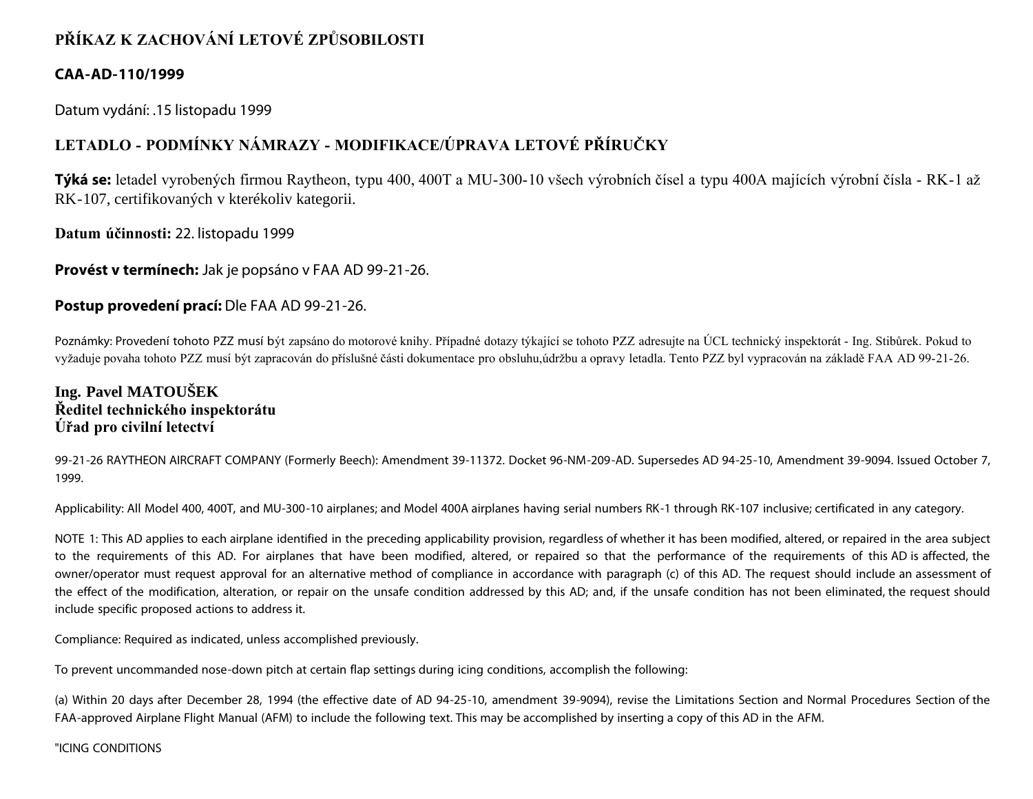# PŘÍKAZ K ZACHOVÁNÍ LETOVÉ ZPŮSOBILOSTI

## CAA-AD-110/1999

Datum vydání: .15 listopadu 1999

## LETADLO - PODMÍNKY NÁMRAZY - MODIFIKACE/ÚPRAVA LETOVÉ PŘÍRUČKY

**Týká se:** letadel vyrobených firmou Raytheon, typu 400, 400T a MU-300-10 všech výrobních čísel a typu 400A majících výrobní čísla - RK-1 až RK-107, certifikovaných v kterékoliv kategorii.

**Datum účinnosti:** 22. listopadu 1999

**Provést v termínech:** Jak je popsáno v FAA AD 99-21-26.

**Postup provedení prací:** Dle FAA AD 99-21-26.

Poznámky: Provedení tohoto PZZ musí být zapsáno do motorové knihy. Případné dotazy týkající se tohoto PZZ adresujte na ÚCL technický inspektorát - Ing. Stibůrek. Pokud to vyžaduje povaha tohoto PZZ musí být zapracován do příslušné části dokumentace pro obsluhu,údržbu a opravy letadla. Tento PZZ byl vypracován na základě FAA AD 99-21-26.

**Ing. Pavel MATOUŠEK**
**Ředitel technického inspektorátu**
**Úřad pro civilní letectví**

99-21-26 RAYTHEON AIRCRAFT COMPANY (Formerly Beech): Amendment 39-11372. Docket 96-NM-209-AD. Supersedes AD 94-25-10, Amendment 39-9094. Issued October 7, 1999.

Applicability: All Model 400, 400T, and MU-300-10 airplanes; and Model 400A airplanes having serial numbers RK-1 through RK-107 inclusive; certificated in any category.

NOTE 1: This AD applies to each airplane identified in the preceding applicability provision, regardless of whether it has been modified, altered, or repaired in the area subject to the requirements of this AD. For airplanes that have been modified, altered, or repaired so that the performance of the requirements of this AD is affected, the owner/operator must request approval for an alternative method of compliance in accordance with paragraph (c) of this AD. The request should include an assessment of the effect of the modification, alteration, or repair on the unsafe condition addressed by this AD; and, if the unsafe condition has not been eliminated, the request should include specific proposed actions to address it.

Compliance: Required as indicated, unless accomplished previously.

To prevent uncommanded nose-down pitch at certain flap settings during icing conditions, accomplish the following:

(a) Within 20 days after December 28, 1994 (the effective date of AD 94-25-10, amendment 39-9094), revise the Limitations Section and Normal Procedures Section of the FAA-approved Airplane Flight Manual (AFM) to include the following text. This may be accomplished by inserting a copy of this AD in the AFM.

"ICING CONDITIONS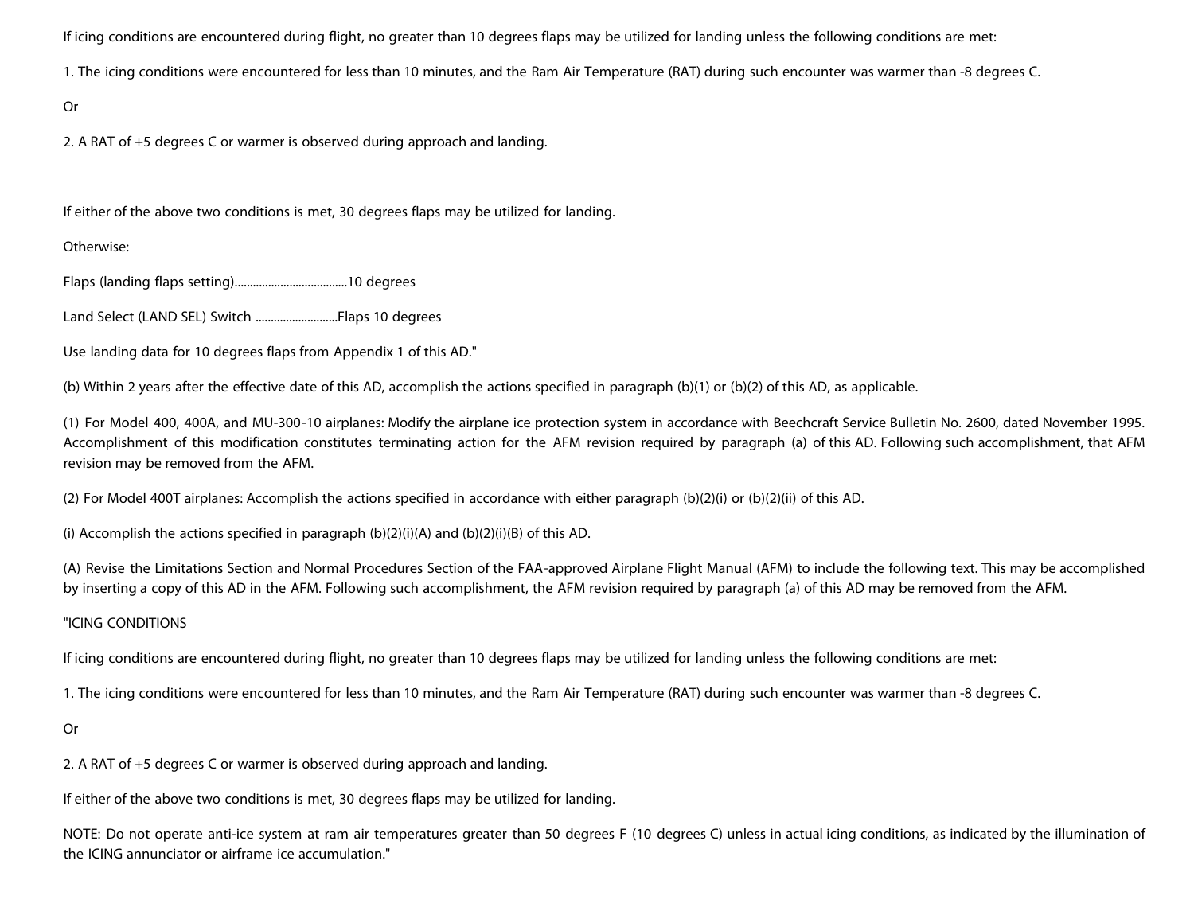If icing conditions are encountered during flight, no greater than 10 degrees flaps may be utilized for landing unless the following conditions are met:

1. The icing conditions were encountered for less than 10 minutes, and the Ram Air Temperature (RAT) during such encounter was warmer than -8 degrees C.

Or

2. A RAT of +5 degrees C or warmer is observed during approach and landing.

If either of the above two conditions is met, 30 degrees flaps may be utilized for landing.

Otherwise:

Flaps (landing flaps setting)....................................10 degrees

Land Select (LAND SEL) Switch ..........................Flaps 10 degrees

Use landing data for 10 degrees flaps from Appendix 1 of this AD."

(b) Within 2 years after the effective date of this AD, accomplish the actions specified in paragraph (b)(1) or (b)(2) of this AD, as applicable.

(1) For Model 400, 400A, and MU-300-10 airplanes: Modify the airplane ice protection system in accordance with Beechcraft Service Bulletin No. 2600, dated November 1995. Accomplishment of this modification constitutes terminating action for the AFM revision required by paragraph (a) of this AD. Following such accomplishment, that AFM revision may be removed from the AFM.

(2) For Model 400T airplanes: Accomplish the actions specified in accordance with either paragraph (b)(2)(i) or (b)(2)(ii) of this AD.

(i) Accomplish the actions specified in paragraph (b)(2)(i)(A) and (b)(2)(i)(B) of this AD.

(A) Revise the Limitations Section and Normal Procedures Section of the FAA-approved Airplane Flight Manual (AFM) to include the following text. This may be accomplished by inserting a copy of this AD in the AFM. Following such accomplishment, the AFM revision required by paragraph (a) of this AD may be removed from the AFM.

"ICING CONDITIONS

If icing conditions are encountered during flight, no greater than 10 degrees flaps may be utilized for landing unless the following conditions are met:

1. The icing conditions were encountered for less than 10 minutes, and the Ram Air Temperature (RAT) during such encounter was warmer than -8 degrees C.

Or

2. A RAT of +5 degrees C or warmer is observed during approach and landing.

If either of the above two conditions is met, 30 degrees flaps may be utilized for landing.

NOTE: Do not operate anti-ice system at ram air temperatures greater than 50 degrees F (10 degrees C) unless in actual icing conditions, as indicated by the illumination of the ICING annunciator or airframe ice accumulation."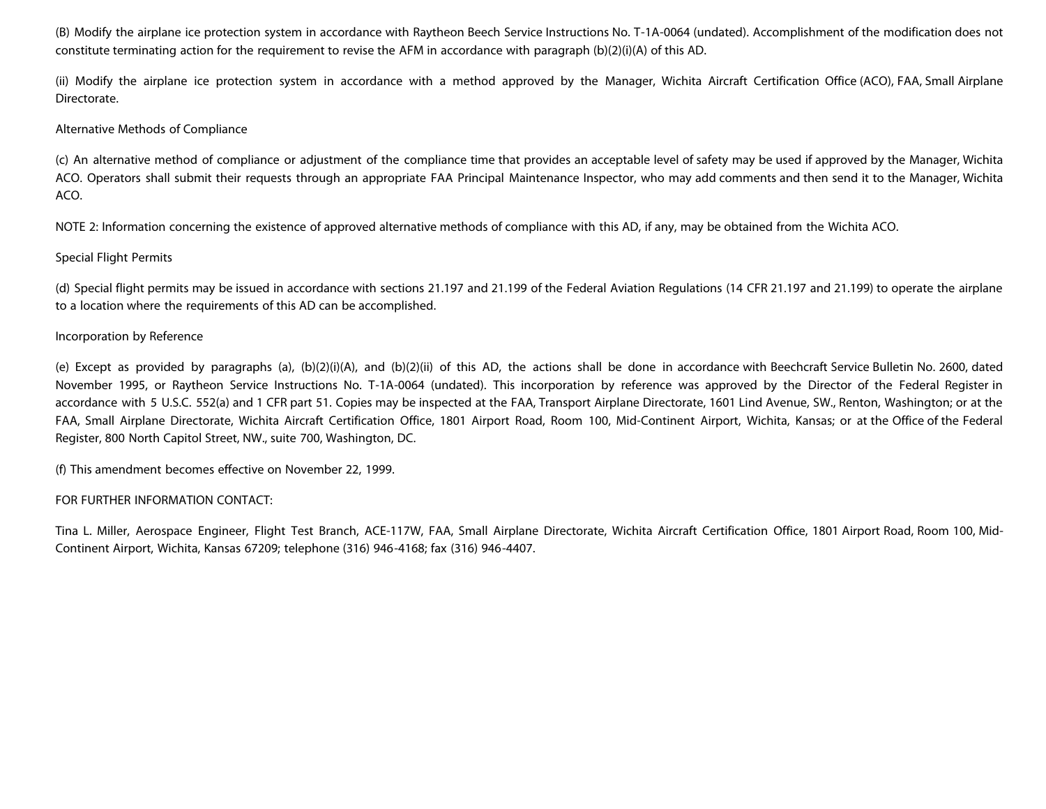(B) Modify the airplane ice protection system in accordance with Raytheon Beech Service Instructions No. T-1A-0064 (undated). Accomplishment of the modification does not constitute terminating action for the requirement to revise the AFM in accordance with paragraph (b)(2)(i)(A) of this AD.

(ii) Modify the airplane ice protection system in accordance with a method approved by the Manager, Wichita Aircraft Certification Office (ACO), FAA, Small Airplane Directorate.

Alternative Methods of Compliance

(c) An alternative method of compliance or adjustment of the compliance time that provides an acceptable level of safety may be used if approved by the Manager, Wichita ACO. Operators shall submit their requests through an appropriate FAA Principal Maintenance Inspector, who may add comments and then send it to the Manager, Wichita ACO.

NOTE 2: Information concerning the existence of approved alternative methods of compliance with this AD, if any, may be obtained from the Wichita ACO.

Special Flight Permits

(d) Special flight permits may be issued in accordance with sections 21.197 and 21.199 of the Federal Aviation Regulations (14 CFR 21.197 and 21.199) to operate the airplane to a location where the requirements of this AD can be accomplished.

Incorporation by Reference

(e) Except as provided by paragraphs (a), (b)(2)(i)(A), and (b)(2)(ii) of this AD, the actions shall be done in accordance with Beechcraft Service Bulletin No. 2600, dated November 1995, or Raytheon Service Instructions No. T-1A-0064 (undated). This incorporation by reference was approved by the Director of the Federal Register in accordance with 5 U.S.C. 552(a) and 1 CFR part 51. Copies may be inspected at the FAA, Transport Airplane Directorate, 1601 Lind Avenue, SW., Renton, Washington; or at the FAA, Small Airplane Directorate, Wichita Aircraft Certification Office, 1801 Airport Road, Room 100, Mid-Continent Airport, Wichita, Kansas; or at the Office of the Federal Register, 800 North Capitol Street, NW., suite 700, Washington, DC.

(f) This amendment becomes effective on November 22, 1999.

FOR FURTHER INFORMATION CONTACT:

Tina L. Miller, Aerospace Engineer, Flight Test Branch, ACE-117W, FAA, Small Airplane Directorate, Wichita Aircraft Certification Office, 1801 Airport Road, Room 100, Mid-Continent Airport, Wichita, Kansas 67209; telephone (316) 946-4168; fax (316) 946-4407.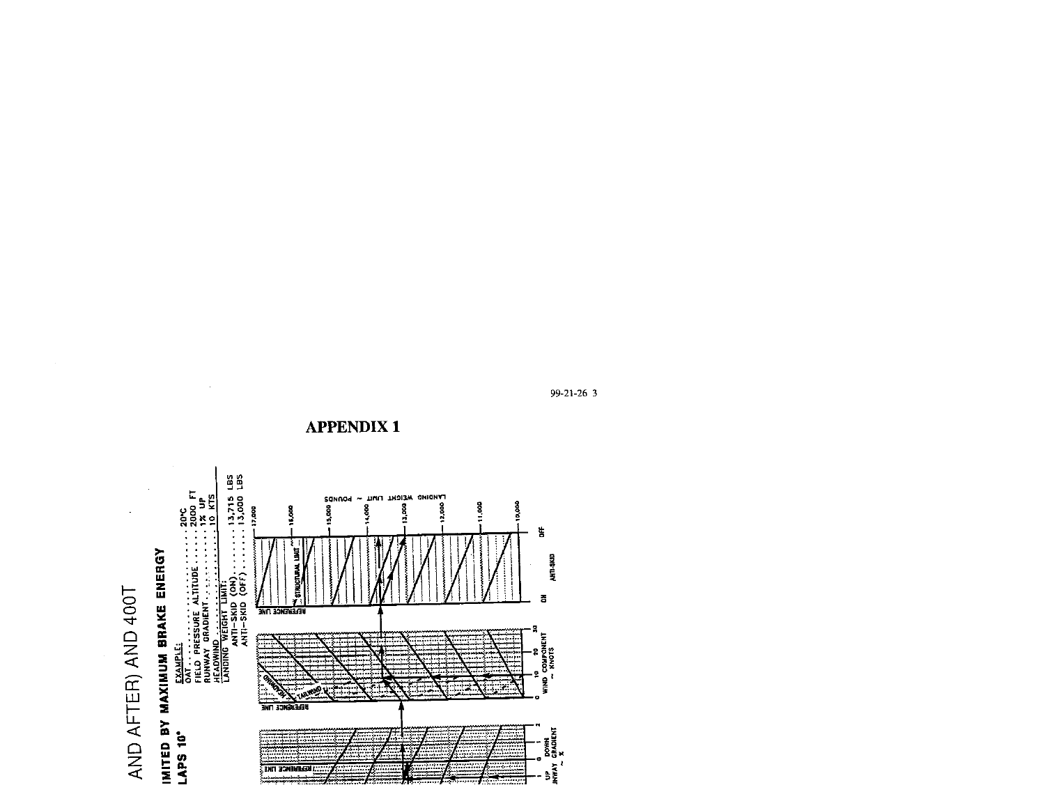# APPENDIX 1

AND AFTER) AND 400T

**IMITED BY MAXIMUM BRAKE ENERGY**

**LAPS 10°**

EXAMPLE:

OAT . . . . . . . . . . . . . . . . 20°C

FIELD PRESSURE ALTITUDE . . . . . 2000 FT

RUNWAY GRADIENT . . . . . . . . . 1% UP

HEADWIND . . . . . . . . . . . . . 10 KTS

LANDING WEIGHT LIMIT:

ANTI-SKID (ON) . . . . . . . . . 13,715 LBS

ANTI-SKID (OFF) . . . . . . . . 13,000 LBS

REFERENCE LINE

UP DOWN
RUNWAY GRADIENT ~ %

REFERENCE LINE

HEADWIND

TAILWIND

WIND COMPONENT ~ KNOTS

REFERENCE LINE

STRUCTURAL LIMIT

ON ANTI-SKID OFF

LANDING WEIGHT LIMIT ~ POUNDS

17,000 16,000 15,000 14,000 13,000 12,000 11,000 10,000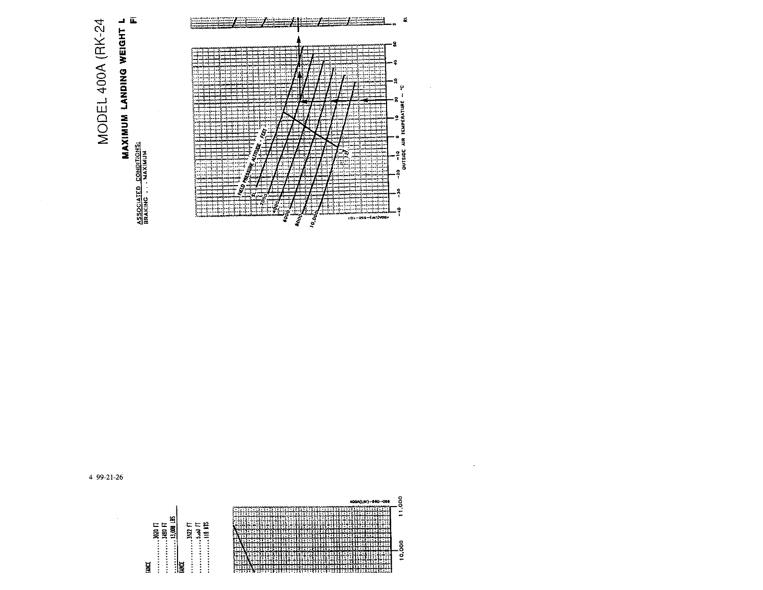# MODEL 400A (RK-24

## MAXIMUM LANDING WEIGHT L

ASSOCIATED CONDITIONS:
BRAKING . . . MAXIMUM

FIELD PRESSURE ALTITUDE - FEET

SL

2000

4000

6000

8000

10,000

OUTSIDE AIR TEMPERATURE - °C

-40 -30 -20 -10 0 10 20 30 40 50

400A(LIM)-560-101

4 99-21-26

TANCE . . . . . . . . . . 3020 FT
. . . . . . . . . . 3460 FT
. . . . . . . . . . 15,000 LBS

TANCE
. . . . . . . . . . 3522 FT
. . . . . . . . . . 5.00 FT
. . . . . . . . . . 119 KTS

400A(LIM)-560-098

10,000

11,000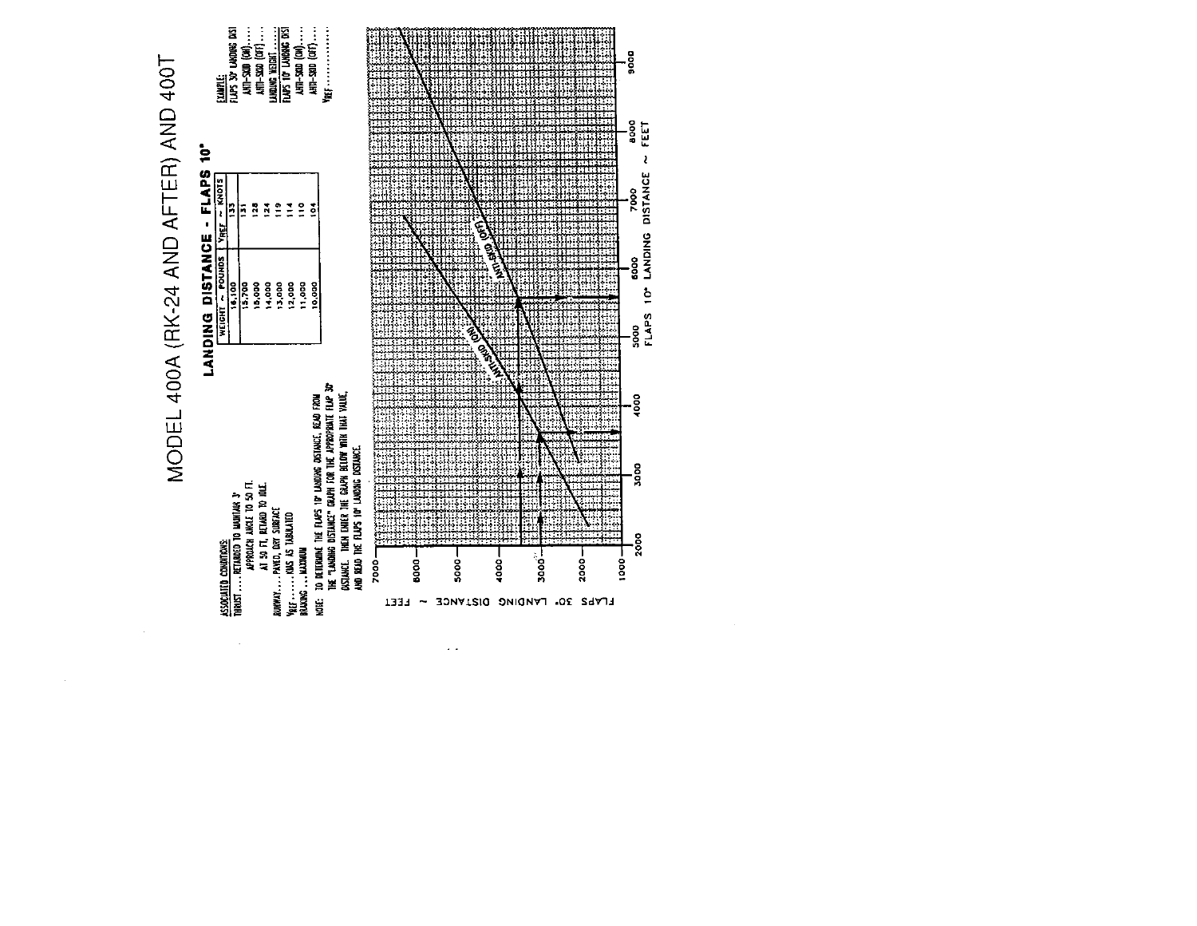# MODEL 400A (RK-24 AND AFTER) AND 400T

## LANDING DISTANCE - FLAPS 10°

| WEIGHT ~ POUNDS | $V_{REF}$ ~ KNOTS |
|---|---|
| 16,100 | 133 |
| 15,700 | 131 |
| 15,000 | 128 |
| 14,000 | 124 |
| 13,000 | 119 |
| 12,000 | 114 |
| 11,000 | 110 |
| 10,000 | 104 |

**ASSOCIATED CONDITIONS:**

THRUST . . . . RETARDED TO MAINTAIN 3° APPROACH ANGLE TO 50 FT. AT 50 FT, RETARD TO IDLE.

RUNWAY . . . . PAVED, DRY SURFACE

$V_{REF}$ . . . . . . KIAS AS TABULATED

BRAKING . . . MAXIMUM

NOTE: TO DETERMINE THE FLAPS 10° LANDING DISTANCE, READ FROM THE "LANDING DISTANCE" GRAPH FOR THE APPROPRIATE FLAP 30° DISTANCE. THEN ENTER THE GRAPH BELOW WITH THAT VALUE, AND READ THE FLAPS 10° LANDING DISTANCE.

**EXAMPLE:**

FLAPS 30° LANDING DIST
ANTI-SKID (ON) . . . .
ANTI-SKID (OFF) . . . .
LANDING WEIGHT . . . .
FLAPS 10° LANDING DIST
ANTI-SKID (ON) . . . .
ANTI-SKID (OFF) . . . .
$V_{REF}$ . . . . . . . . . . .

ANTI-SKID (ON)

ANTI-SKID (OFF)

FLAPS 30° LANDING DISTANCE ~ FEET: 1000, 2000, 3000, 4000, 5000, 6000, 7000

FLAPS 10° LANDING DISTANCE ~ FEET: 2000, 3000, 4000, 5000, 6000, 7000, 8000, 9000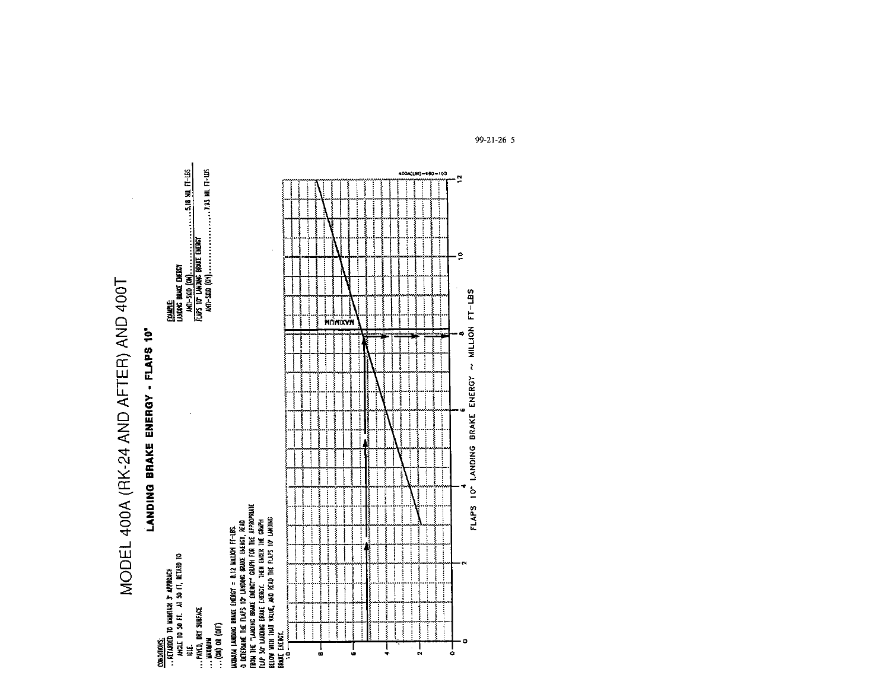# MODEL 400A (RK-24 AND AFTER) AND 400T

## LANDING BRAKE ENERGY - FLAPS 10°

**CONDITIONS:**

- . . RETARDED TO MAINTAIN 3° APPROACH ANGLE TO 50 FT. AT 50 FT, RETARD TO IDLE.
- . . PAVED, DRY SURFACE
- . . MAXIMUM
- . . (ON) OR (OFF)

MAXIMUM LANDING BRAKE ENERGY = 8.12 MILLION FT-LBS.

TO DETERMINE THE FLAPS 10° LANDING BRAKE ENERGY, READ FROM THE "LANDING BRAKE ENERGY" GRAPH FOR THE APPROPRIATE FLAP 30° LANDING BRAKE ENERGY. THEN ENTER THE GRAPH BELOW WITH THAT VALUE, AND READ THE FLAPS 10° LANDING BRAKE ENERGY.

**EXAMPLE:**

LANDING BRAKE ENERGY
ANTI-SKID (ON) . . . . . . . . . . . . . . . . . . . . . 5.18 MIL FT-LBS

FLAPS 10° LANDING BRAKE ENERGY
ANTI-SKID (ON) . . . . . . . . . . . . . . . . . . . . . 7.93 MIL FT-LBS

MAXIMUM

FLAPS 10° LANDING BRAKE ENERGY ~ MILLION FT-LBS

400A(LBE)-960-103

99-21-26 5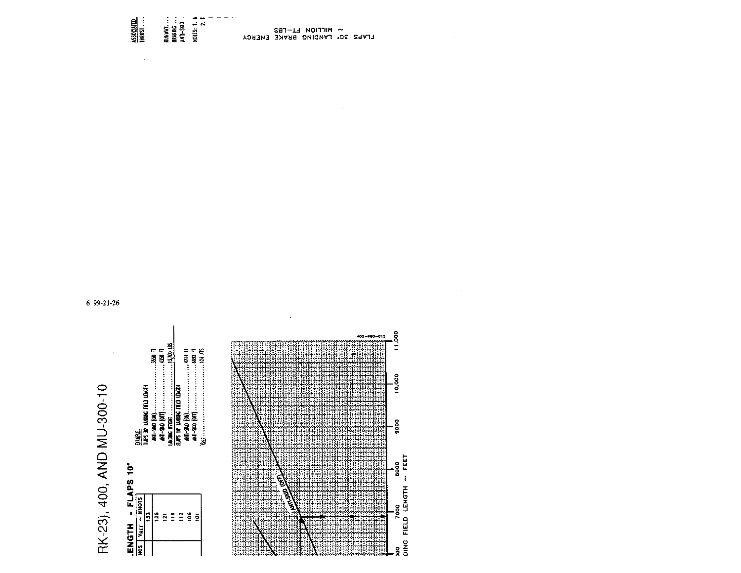ASSOCIATED
THRUST . . . .

RUNWAY . . . .
BRAKING . . .
ANTI-SKID . .

NOTES: 1. N
2. I

FLAPS 30° LANDING BRAKE ENERGY
~ MILLION FT-LBS

6 99-21-26

RK-23), 400, AND MU-300-10

-ENGTH - FLAPS 10°

| INDS | $V_{REF}$ ~ KNOTS |
| --- | --- |
| | 133 |
| | 126 |
| | 121 |
| | 116 |
| | 112 |
| | 106 |
| | 101 |

EXAMPLE:
FLAPS 30° LANDING FIELD LENGTH
ANTI-SKID (ON) . . . . . . . . . . . . . . . . . . . 3550 FT
ANTI-SKID (OFF) . . . . . . . . . . . . . . . . . . 4350 FT
LANDING WEIGHT . . . . . . . . . . . . . . . . . . 13,700 LBS
FLAPS 10° LANDING FIELD LENGTH
ANTI-SKID (ON) . . . . . . . . . . . . . . . . . . . 4218 FT
ANTI-SKID (OFF) . . . . . . . . . . . . . . . . . . 6892 FT
$V_{REF}$ . . . . . . . . . . . . . . . . . . . . . . . . . 124 KTS

ANTI-SKID (OFF)

400-990-015

DING FIELD LENGTH ~ FEET

00 7000 8000 9000 10,000 11,000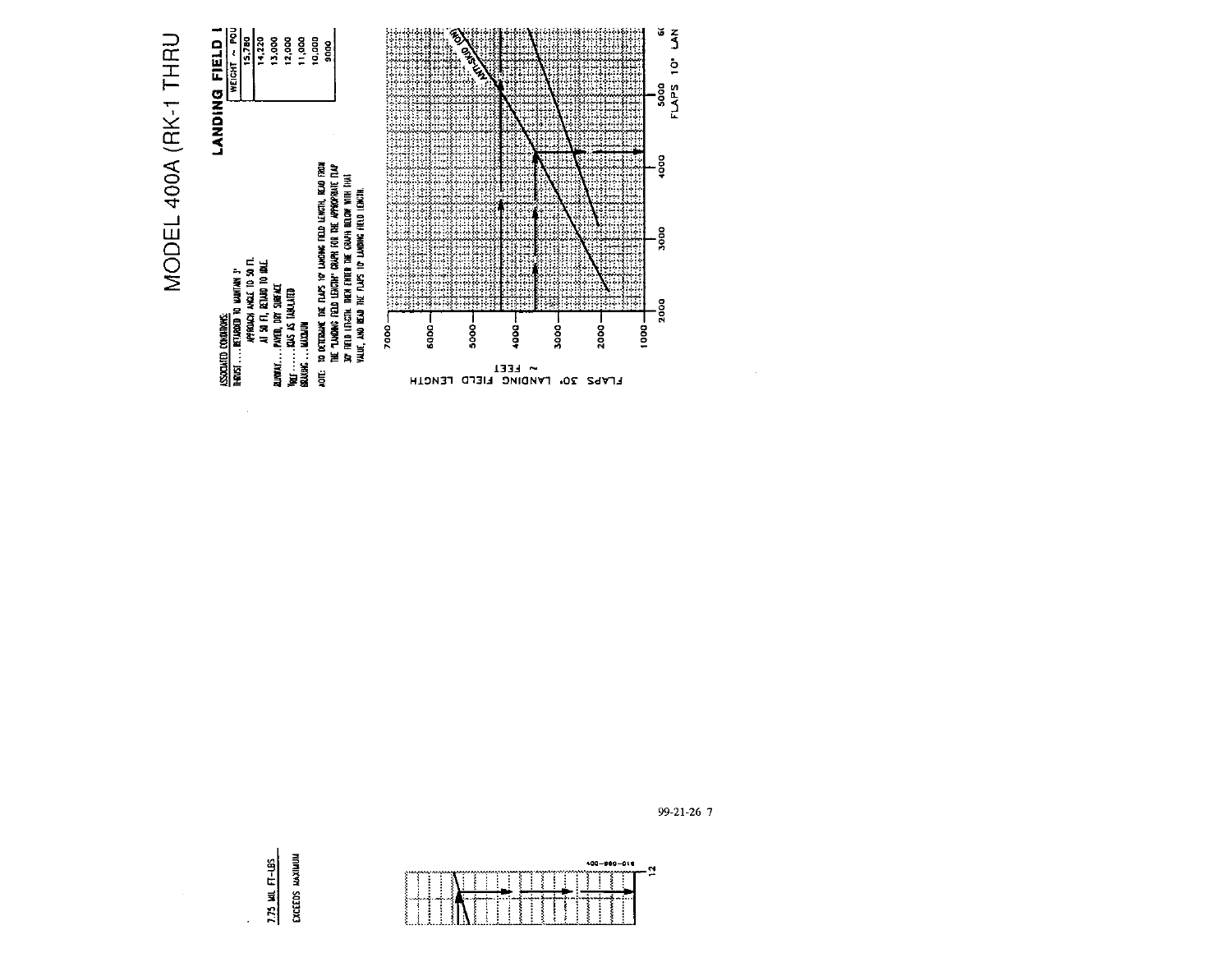# MODEL 400A (RK-1 THRU

## LANDING FIELD L

ASSOCIATED CONDITIONS:
THRUST.....RETARDED TO MAINTAIN 3° APPROACH ANGLE TO 50 FT. AT 50 FT, RETARD TO IDLE
RUNWAY.....PAVED, DRY SURFACE
$V_{REF}$.....KIAS AS TABULATED
BRAKING.....MAXIMUM

| WEIGHT ~ POU |
| --- |
| 15,780 |
| 14,220 |
| 13,000 |
| 12,000 |
| 11,000 |
| 10,000 |
| 9000 |

NOTE: TO DETERMINE THE FLAPS 10° LANDING FIELD LENGTH, READ FROM THE "LANDING FIELD LENGTH" GRAPH FOR THE APPROPRIATE FLAP 30° FIELD LENGTH. THEN ENTER THE GRAPH BELOW WITH THAT VALUE, AND READ THE FLAPS 10° LANDING FIELD LENGTH.

FLAPS 30° LANDING FIELD LENGTH ~ FEET

ANTI-SKID (ON)

FLAPS 10° LAN

7.75 MIL FT-LBS

EXCEEDS MAXIMUM

400-990-019

99-21-26 7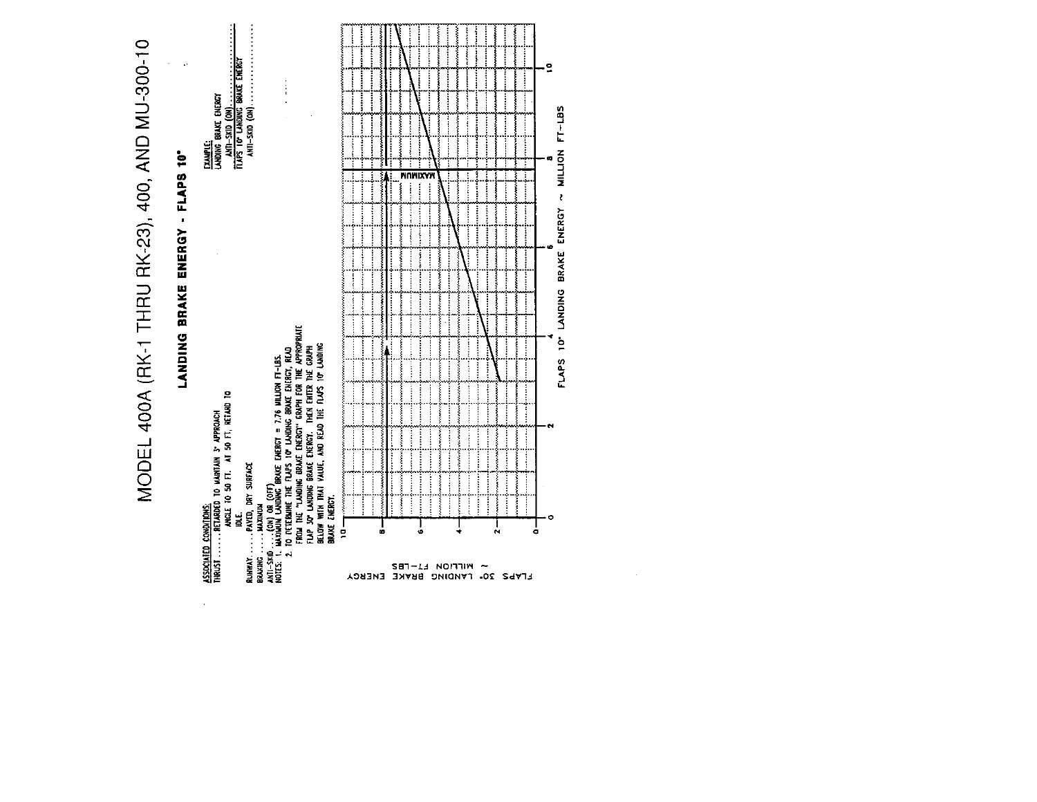# MODEL 400A (RK-1 THRU RK-23), 400, AND MU-300-10

## LANDING BRAKE ENERGY - FLAPS 10°

**ASSOCIATED CONDITIONS:**

THRUST ........ RETARDED TO MAINTAIN 3° APPROACH ANGLE TO 50 FT. AT 50 FT, RETARD TO IDLE.

RUNWAY ........ PAVED, DRY SURFACE

BRAKING ........ MAXIMUM

ANTI-SKID ........ (ON) OR (OFF)

NOTES:

1. MAXIMUM LANDING BRAKE ENERGY = 7.76 MILLION FT-LBS.
2. TO DETERMINE THE FLAPS 10° LANDING BRAKE ENERGY, READ FROM THE "LANDING BRAKE ENERGY" GRAPH FOR THE APPROPRIATE FLAP 30° LANDING BRAKE ENERGY. THEN ENTER THE GRAPH BELOW WITH THAT VALUE, AND READ THE FLAPS 10° LANDING BRAKE ENERGY.

**EXAMPLE:**

LANDING BRAKE ENERGY
ANTI-SKID (ON) ........

FLAPS 10° LANDING BRAKE ENERGY
ANTI-SKID (ON) ........

FLAPS 30° LANDING BRAKE ENERGY ~ MILLION FT-LBS

FLAPS 10° LANDING BRAKE ENERGY ~ MILLION FT-LBS

MAXIMUM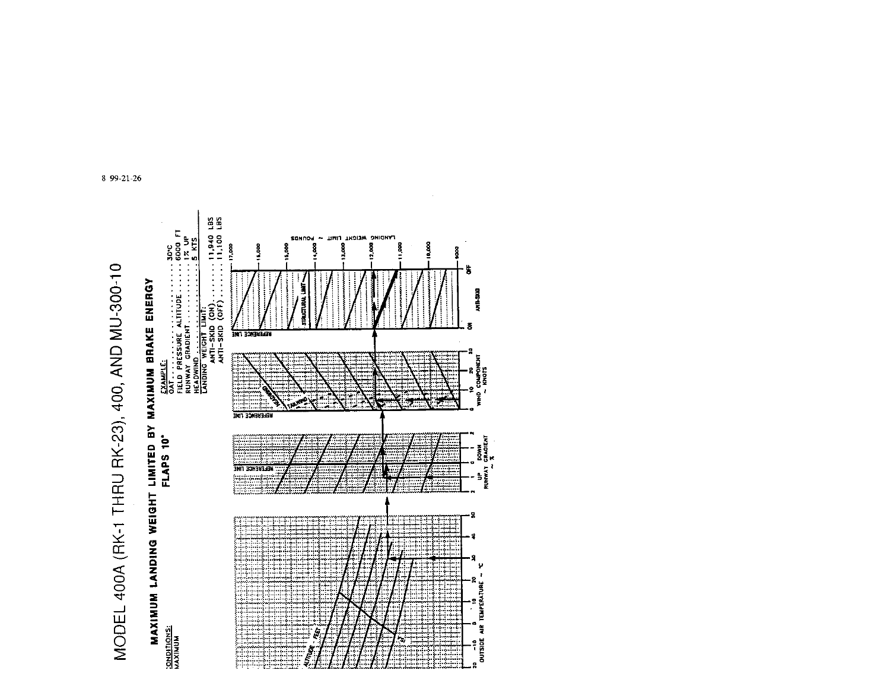8 99-21-26

# MODEL 400A (RK-1 THRU RK-23), 400, AND MU-300-10

## MAXIMUM LANDING WEIGHT LIMITED BY MAXIMUM BRAKE ENERGY

### FLAPS 10°

CONDITIONS:
MAXIMUM

EXAMPLE:

| | |
|---|---|
| OAT | 30°C |
| FIELD PRESSURE ALTITUDE | 6000 FT |
| RUNWAY GRADIENT | 1% UP |
| HEADWIND | 5 KTS |
| LANDING WEIGHT LIMIT: | |
| ANTI-SKID (ON) | 11,940 LBS |
| ANTI-SKID (OFF) | 11,100 LBS |

ALTITUDE ~ FEET

OUTSIDE AIR TEMPERATURE ~ °C

REFERENCE LINE

UP DOWN
RUNWAY GRADIENT ~ %

REFERENCE LINE

HEADWIND

TAILWIND

WIND COMPONENT ~ KNOTS

REFERENCE LINE

STRUCTURAL LIMIT

ON ANTI-SKID OFF

LANDING WEIGHT LIMIT ~ POUNDS

17,000 16,000 15,000 14,000 13,000 12,000 11,000 10,000 9000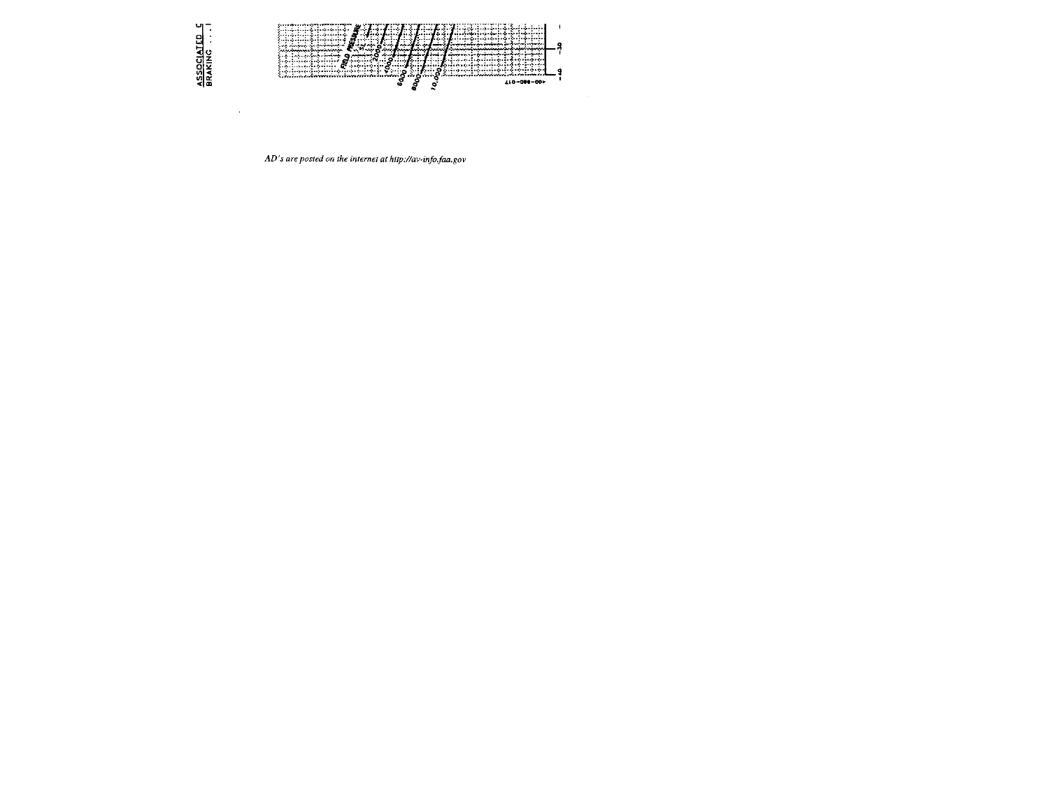ASSOCIATED C
BRAKING . . . I

FIELD PRESSURE
S.L.
2000
4000
6000
8000
10,000

-30
-40

400-980-017

*AD's are posted on the internet at http://av-info.faa.gov*